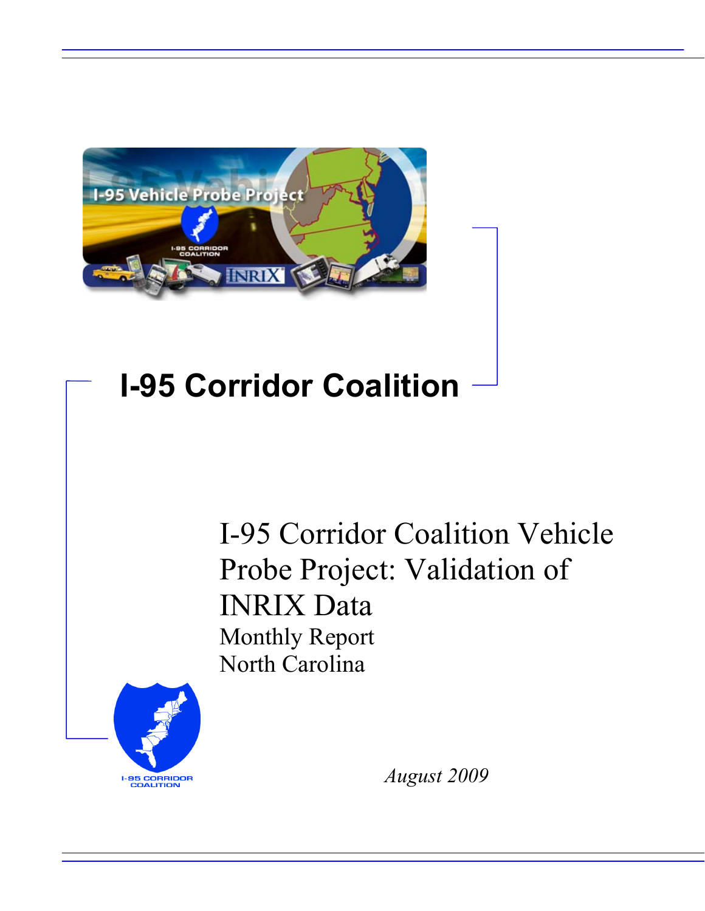# I-95 Corridor Coalition

## I-95 Corridor Coalition Vehicle Probe Project: Validation of INRIX Data

Monthly Report

North Carolina

*August 2009*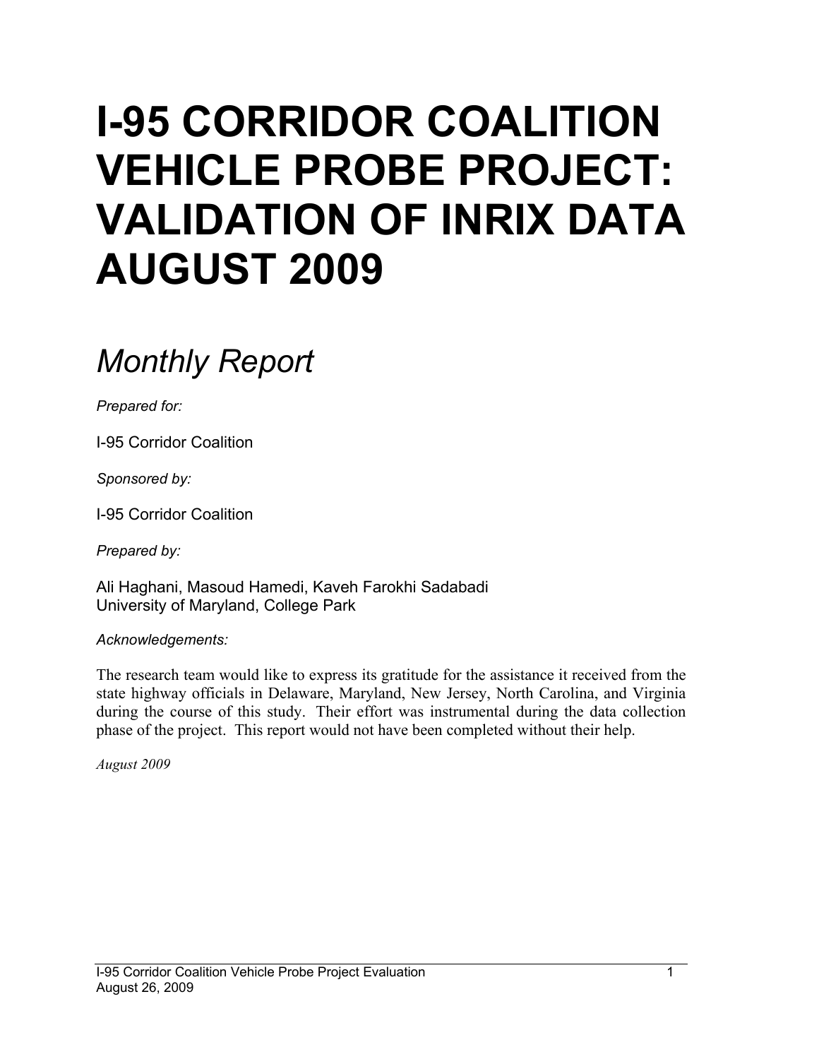# I-95 CORRIDOR COALITION VEHICLE PROBE PROJECT: VALIDATION OF INRIX DATA AUGUST 2009

## *Monthly Report*

*Prepared for:*

I-95 Corridor Coalition

*Sponsored by:*

I-95 Corridor Coalition

*Prepared by:*

Ali Haghani, Masoud Hamedi, Kaveh Farokhi Sadabadi
University of Maryland, College Park

*Acknowledgements:*

The research team would like to express its gratitude for the assistance it received from the state highway officials in Delaware, Maryland, New Jersey, North Carolina, and Virginia during the course of this study. Their effort was instrumental during the data collection phase of the project. This report would not have been completed without their help.

*August 2009*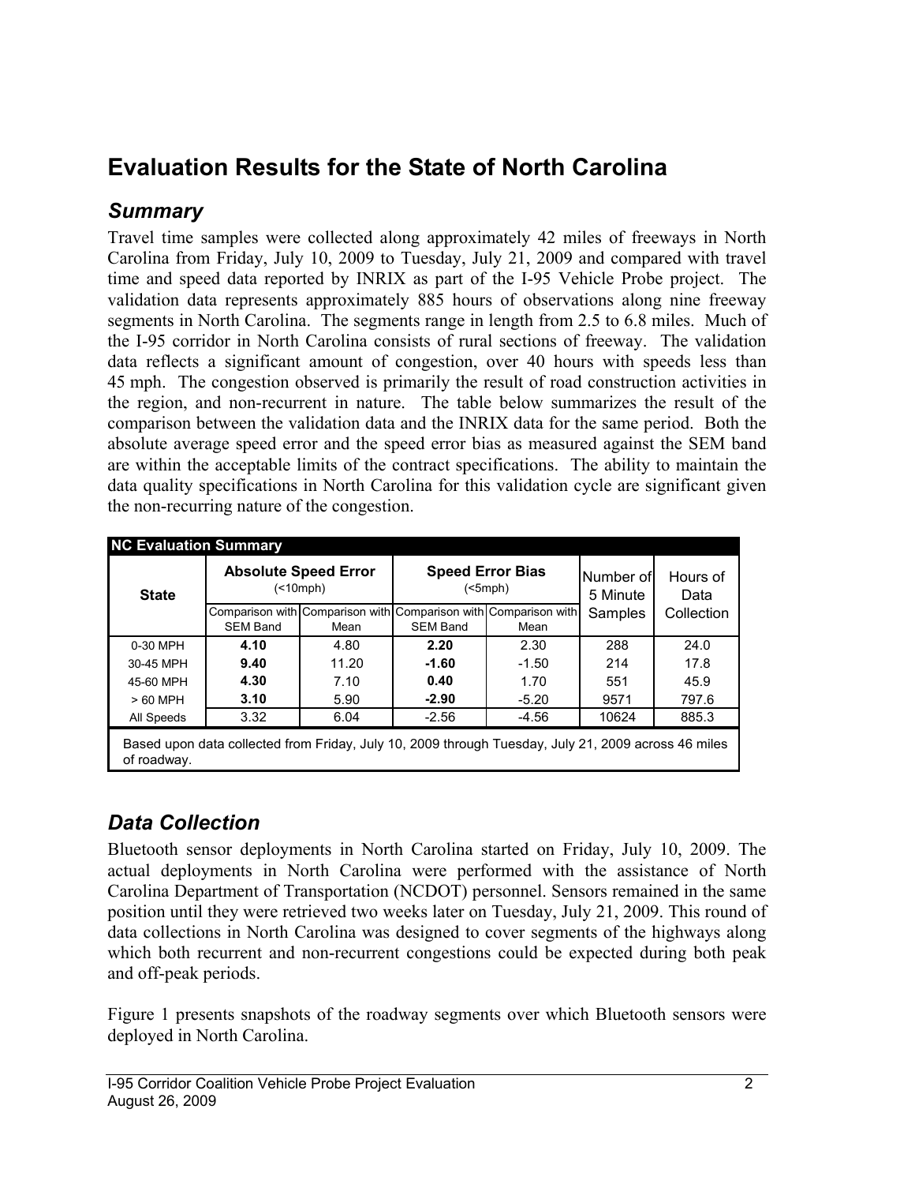# Evaluation Results for the State of North Carolina

## *Summary*

Travel time samples were collected along approximately 42 miles of freeways in North Carolina from Friday, July 10, 2009 to Tuesday, July 21, 2009 and compared with travel time and speed data reported by INRIX as part of the I-95 Vehicle Probe project. The validation data represents approximately 885 hours of observations along nine freeway segments in North Carolina. The segments range in length from 2.5 to 6.8 miles. Much of the I-95 corridor in North Carolina consists of rural sections of freeway. The validation data reflects a significant amount of congestion, over 40 hours with speeds less than 45 mph. The congestion observed is primarily the result of road construction activities in the region, and non-recurrent in nature. The table below summarizes the result of the comparison between the validation data and the INRIX data for the same period. Both the absolute average speed error and the speed error bias as measured against the SEM band are within the acceptable limits of the contract specifications. The ability to maintain the data quality specifications in North Carolina for this validation cycle are significant given the non-recurring nature of the congestion.

**NC Evaluation Summary**

| State | Absolute Speed Error (<10mph) | | Speed Error Bias (<5mph) | | Number of 5 Minute Samples | Hours of Data Collection |
|---|---|---|---|---|---|---|
| | Comparison with SEM Band | Comparison with Mean | Comparison with SEM Band | Comparison with Mean | | |
| 0-30 MPH | **4.10** | 4.80 | **2.20** | 2.30 | 288 | 24.0 |
| 30-45 MPH | **9.40** | 11.20 | **-1.60** | -1.50 | 214 | 17.8 |
| 45-60 MPH | **4.30** | 7.10 | **0.40** | 1.70 | 551 | 45.9 |
| > 60 MPH | **3.10** | 5.90 | **-2.90** | -5.20 | 9571 | 797.6 |
| All Speeds | 3.32 | 6.04 | -2.56 | -4.56 | 10624 | 885.3 |

Based upon data collected from Friday, July 10, 2009 through Tuesday, July 21, 2009 across 46 miles of roadway.

## *Data Collection*

Bluetooth sensor deployments in North Carolina started on Friday, July 10, 2009. The actual deployments in North Carolina were performed with the assistance of North Carolina Department of Transportation (NCDOT) personnel. Sensors remained in the same position until they were retrieved two weeks later on Tuesday, July 21, 2009. This round of data collections in North Carolina was designed to cover segments of the highways along which both recurrent and non-recurrent congestions could be expected during both peak and off-peak periods.

Figure 1 presents snapshots of the roadway segments over which Bluetooth sensors were deployed in North Carolina.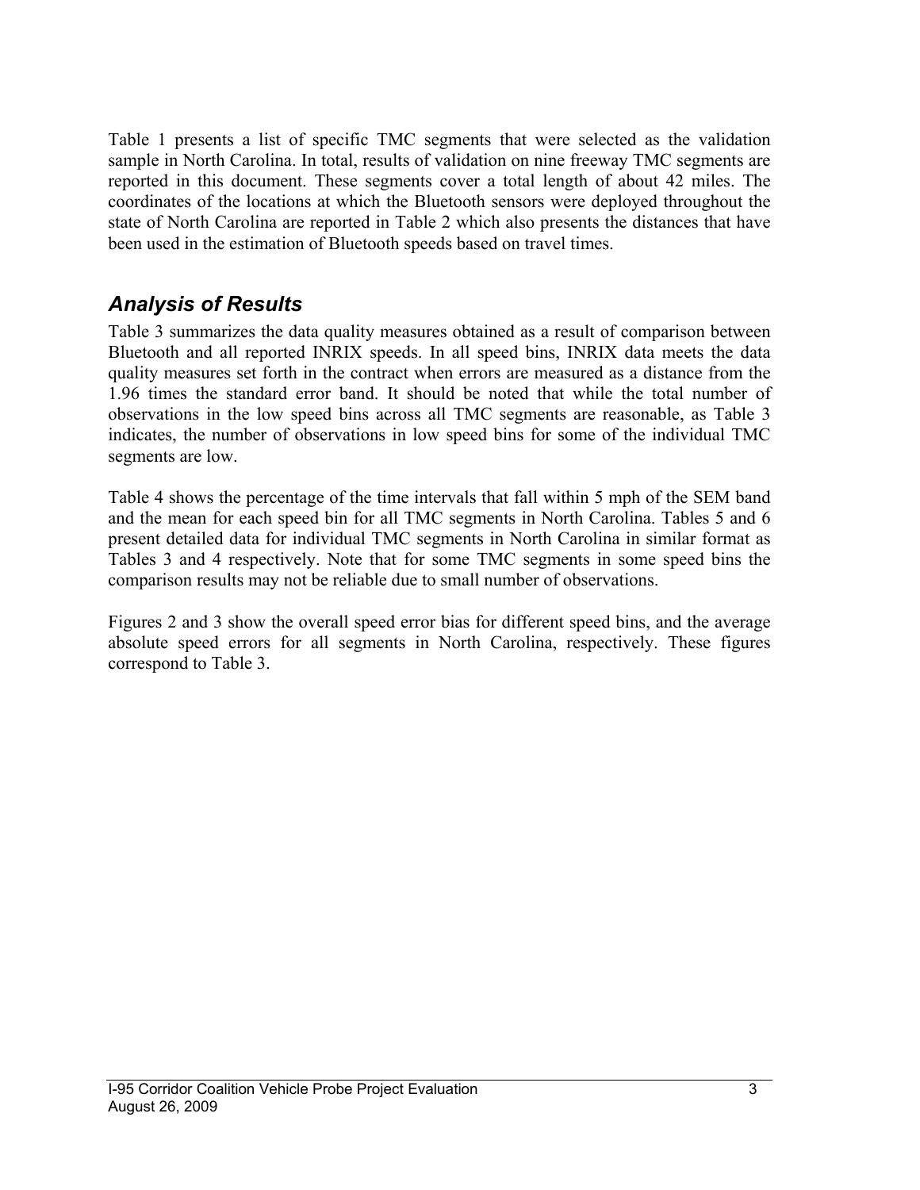Table 1 presents a list of specific TMC segments that were selected as the validation sample in North Carolina. In total, results of validation on nine freeway TMC segments are reported in this document. These segments cover a total length of about 42 miles. The coordinates of the locations at which the Bluetooth sensors were deployed throughout the state of North Carolina are reported in Table 2 which also presents the distances that have been used in the estimation of Bluetooth speeds based on travel times.

## *Analysis of Results*

Table 3 summarizes the data quality measures obtained as a result of comparison between Bluetooth and all reported INRIX speeds. In all speed bins, INRIX data meets the data quality measures set forth in the contract when errors are measured as a distance from the 1.96 times the standard error band. It should be noted that while the total number of observations in the low speed bins across all TMC segments are reasonable, as Table 3 indicates, the number of observations in low speed bins for some of the individual TMC segments are low.

Table 4 shows the percentage of the time intervals that fall within 5 mph of the SEM band and the mean for each speed bin for all TMC segments in North Carolina. Tables 5 and 6 present detailed data for individual TMC segments in North Carolina in similar format as Tables 3 and 4 respectively. Note that for some TMC segments in some speed bins the comparison results may not be reliable due to small number of observations.

Figures 2 and 3 show the overall speed error bias for different speed bins, and the average absolute speed errors for all segments in North Carolina, respectively. These figures correspond to Table 3.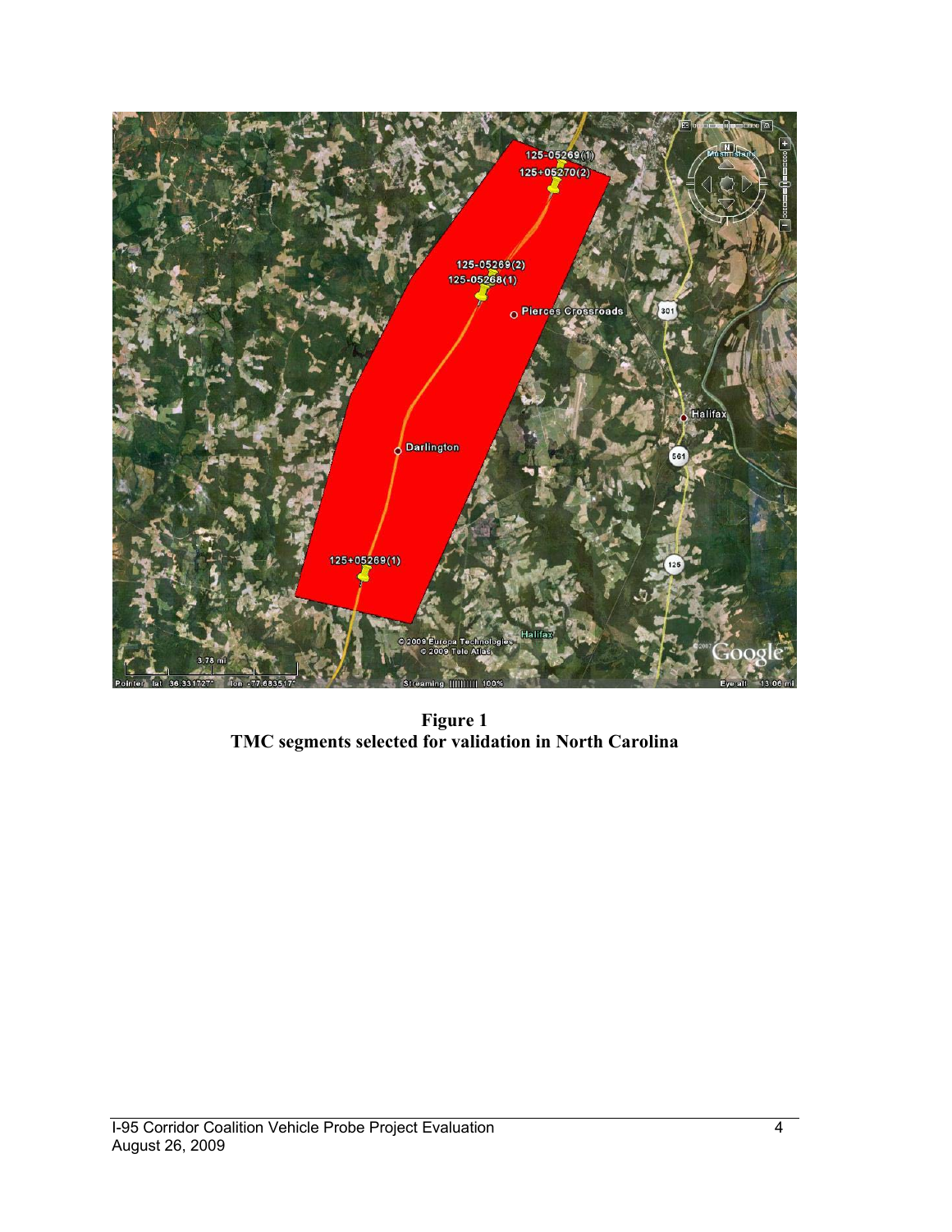**Figure 1**
**TMC segments selected for validation in North Carolina**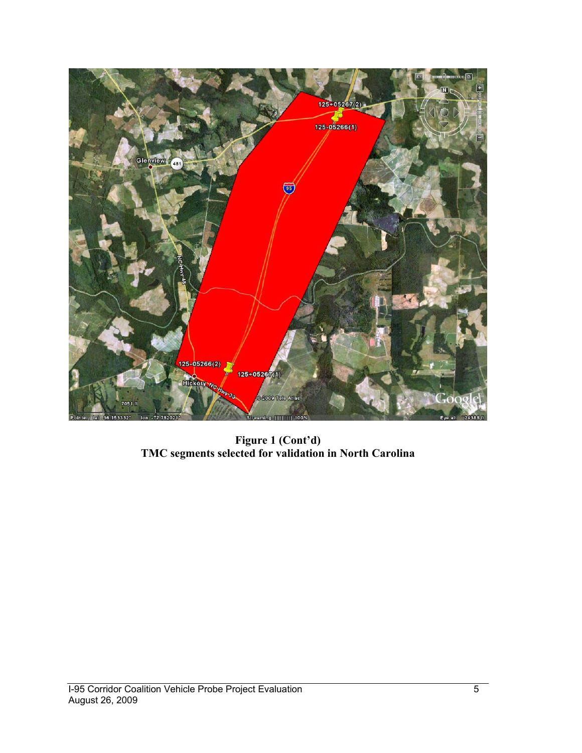**Figure 1 (Cont'd)**
**TMC segments selected for validation in North Carolina**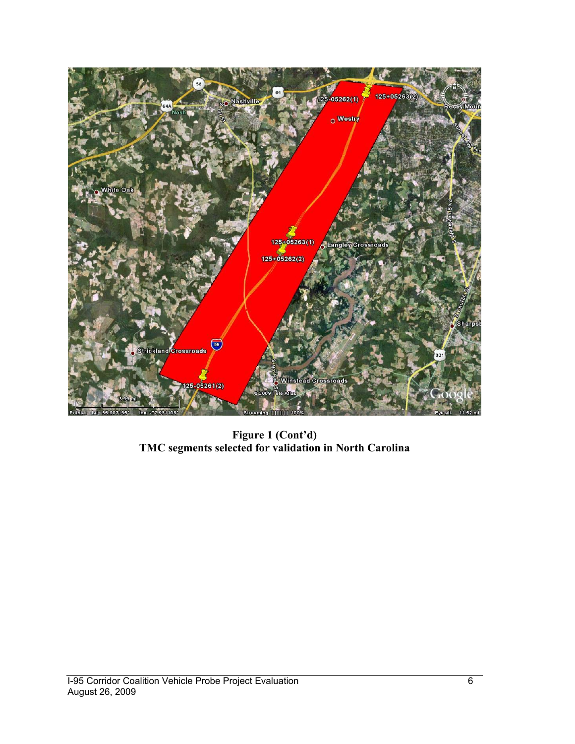**Figure 1 (Cont'd)**
**TMC segments selected for validation in North Carolina**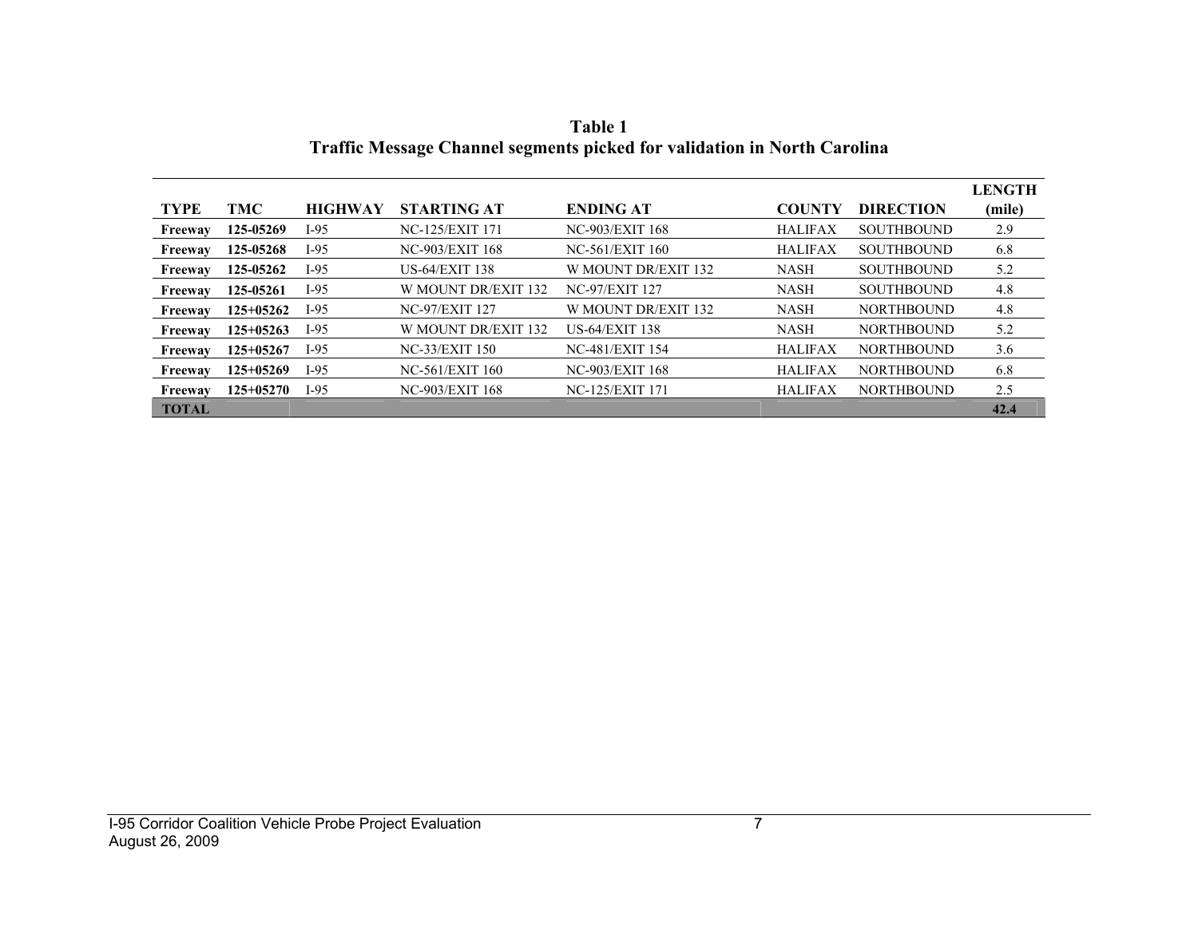**Table 1**
**Traffic Message Channel segments picked for validation in North Carolina**

| TYPE | TMC | HIGHWAY | STARTING AT | ENDING AT | COUNTY | DIRECTION | LENGTH (mile) |
|---|---|---|---|---|---|---|---|
| **Freeway** | **125-05269** | I-95 | NC-125/EXIT 171 | NC-903/EXIT 168 | HALIFAX | SOUTHBOUND | 2.9 |
| **Freeway** | **125-05268** | I-95 | NC-903/EXIT 168 | NC-561/EXIT 160 | HALIFAX | SOUTHBOUND | 6.8 |
| **Freeway** | **125-05262** | I-95 | US-64/EXIT 138 | W MOUNT DR/EXIT 132 | NASH | SOUTHBOUND | 5.2 |
| **Freeway** | **125-05261** | I-95 | W MOUNT DR/EXIT 132 | NC-97/EXIT 127 | NASH | SOUTHBOUND | 4.8 |
| **Freeway** | **125+05262** | I-95 | NC-97/EXIT 127 | W MOUNT DR/EXIT 132 | NASH | NORTHBOUND | 4.8 |
| **Freeway** | **125+05263** | I-95 | W MOUNT DR/EXIT 132 | US-64/EXIT 138 | NASH | NORTHBOUND | 5.2 |
| **Freeway** | **125+05267** | I-95 | NC-33/EXIT 150 | NC-481/EXIT 154 | HALIFAX | NORTHBOUND | 3.6 |
| **Freeway** | **125+05269** | I-95 | NC-561/EXIT 160 | NC-903/EXIT 168 | HALIFAX | NORTHBOUND | 6.8 |
| **Freeway** | **125+05270** | I-95 | NC-903/EXIT 168 | NC-125/EXIT 171 | HALIFAX | NORTHBOUND | 2.5 |
| **TOTAL** | | | | | | | **42.4** |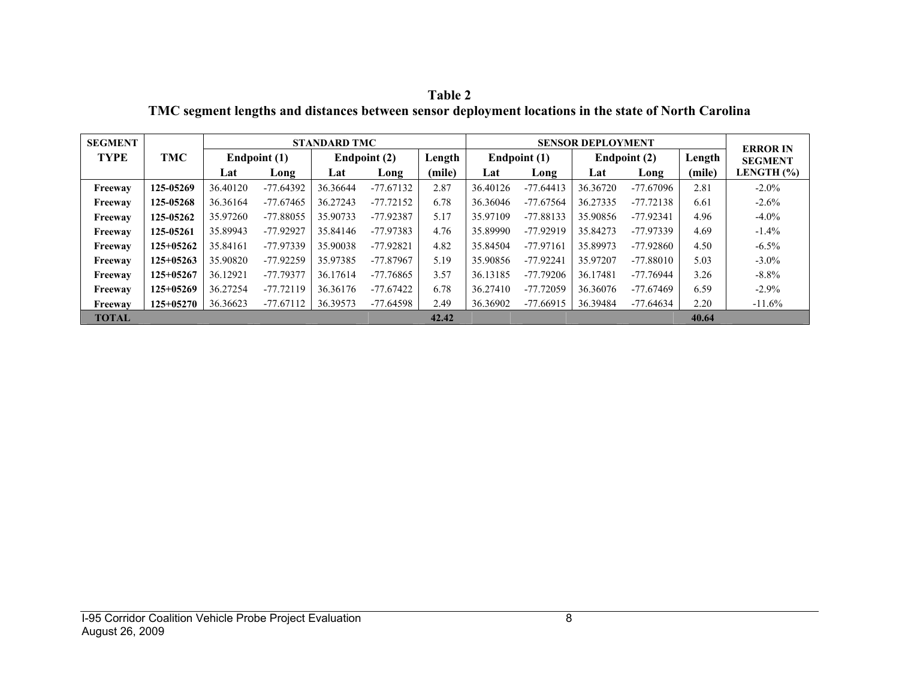**Table 2**
**TMC segment lengths and distances between sensor deployment locations in the state of North Carolina**

| SEGMENT TYPE | TMC | STANDARD TMC | | | | | SENSOR DEPLOYMENT | | | | | ERROR IN SEGMENT LENGTH (%) |
|---|---|---|---|---|---|---|---|---|---|---|---|---|
| | | Endpoint (1) | | Endpoint (2) | | Length | Endpoint (1) | | Endpoint (2) | | Length | |
| | | Lat | Long | Lat | Long | (mile) | Lat | Long | Lat | Long | (mile) | |
| **Freeway** | **125-05269** | 36.40120 | -77.64392 | 36.36644 | -77.67132 | 2.87 | 36.40126 | -77.64413 | 36.36720 | -77.67096 | 2.81 | -2.0% |
| **Freeway** | **125-05268** | 36.36164 | -77.67465 | 36.27243 | -77.72152 | 6.78 | 36.36046 | -77.67564 | 36.27335 | -77.72138 | 6.61 | -2.6% |
| **Freeway** | **125-05262** | 35.97260 | -77.88055 | 35.90733 | -77.92387 | 5.17 | 35.97109 | -77.88133 | 35.90856 | -77.92341 | 4.96 | -4.0% |
| **Freeway** | **125-05261** | 35.89943 | -77.92927 | 35.84146 | -77.97383 | 4.76 | 35.89990 | -77.92919 | 35.84273 | -77.97339 | 4.69 | -1.4% |
| **Freeway** | **125+05262** | 35.84161 | -77.97339 | 35.90038 | -77.92821 | 4.82 | 35.84504 | -77.97161 | 35.89973 | -77.92860 | 4.50 | -6.5% |
| **Freeway** | **125+05263** | 35.90820 | -77.92259 | 35.97385 | -77.87967 | 5.19 | 35.90856 | -77.92241 | 35.97207 | -77.88010 | 5.03 | -3.0% |
| **Freeway** | **125+05267** | 36.12921 | -77.79377 | 36.17614 | -77.76865 | 3.57 | 36.13185 | -77.79206 | 36.17481 | -77.76944 | 3.26 | -8.8% |
| **Freeway** | **125+05269** | 36.27254 | -77.72119 | 36.36176 | -77.67422 | 6.78 | 36.27410 | -77.72059 | 36.36076 | -77.67469 | 6.59 | -2.9% |
| **Freeway** | **125+05270** | 36.36623 | -77.67112 | 36.39573 | -77.64598 | 2.49 | 36.36902 | -77.66915 | 36.39484 | -77.64634 | 2.20 | -11.6% |
| **TOTAL** | | | | | | **42.42** | | | | | **40.64** | |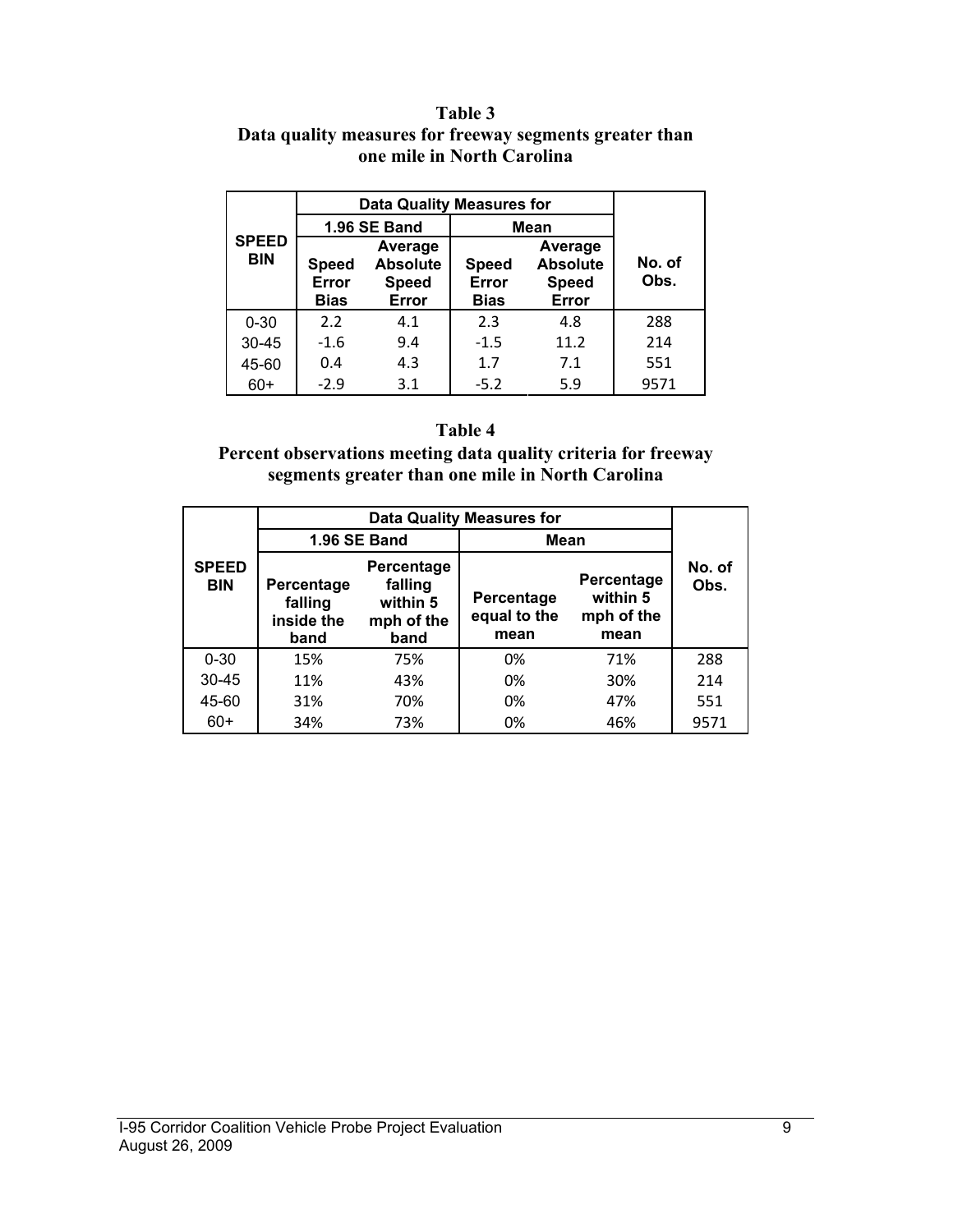**Table 3**
**Data quality measures for freeway segments greater than one mile in North Carolina**

| SPEED BIN | Data Quality Measures for | | | | No. of Obs. |
|---|---|---|---|---|---|
| | 1.96 SE Band | | Mean | | |
| | Speed Error Bias | Average Absolute Speed Error | Speed Error Bias | Average Absolute Speed Error | |
| 0-30 | 2.2 | 4.1 | 2.3 | 4.8 | 288 |
| 30-45 | -1.6 | 9.4 | -1.5 | 11.2 | 214 |
| 45-60 | 0.4 | 4.3 | 1.7 | 7.1 | 551 |
| 60+ | -2.9 | 3.1 | -5.2 | 5.9 | 9571 |

**Table 4**
**Percent observations meeting data quality criteria for freeway segments greater than one mile in North Carolina**

| SPEED BIN | Data Quality Measures for | | | | No. of Obs. |
|---|---|---|---|---|---|
| | 1.96 SE Band | | Mean | | |
| | Percentage falling inside the band | Percentage falling within 5 mph of the band | Percentage equal to the mean | Percentage within 5 mph of the mean | |
| 0-30 | 15% | 75% | 0% | 71% | 288 |
| 30-45 | 11% | 43% | 0% | 30% | 214 |
| 45-60 | 31% | 70% | 0% | 47% | 551 |
| 60+ | 34% | 73% | 0% | 46% | 9571 |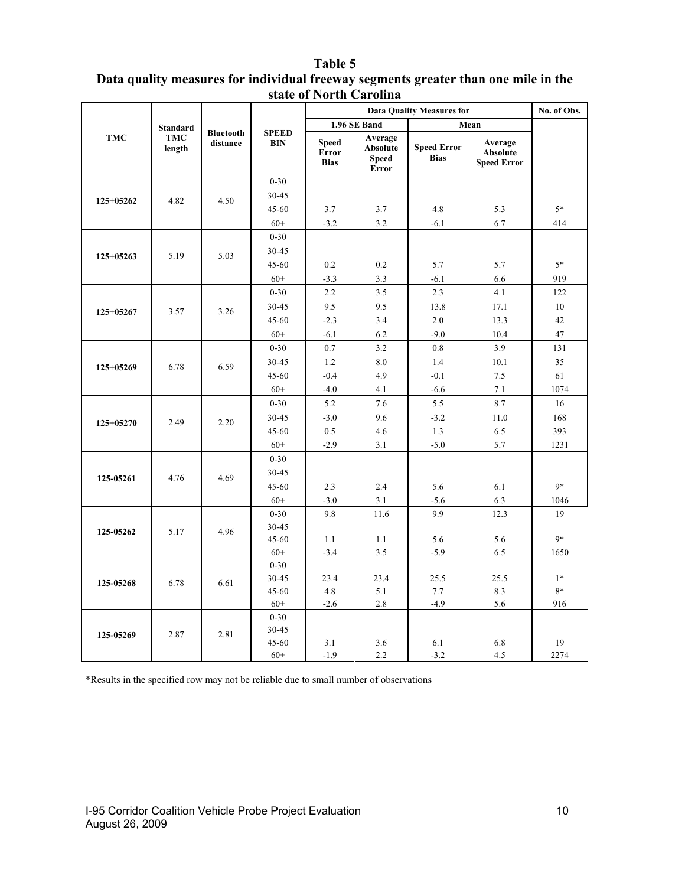# Table 5

## Data quality measures for individual freeway segments greater than one mile in the state of North Carolina

| TMC | Standard TMC length | Bluetooth distance | SPEED BIN | Data Quality Measures for | | | | No. of Obs. |
|---|---|---|---|---|---|---|---|---|
| | | | | 1.96 SE Band | | Mean | | |
| | | | | Speed Error Bias | Average Absolute Speed Error | Speed Error Bias | Average Absolute Speed Error | |
| 125+05262 | 4.82 | 4.50 | 0-30 | | | | | |
| | | | 30-45 | | | | | |
| | | | 45-60 | 3.7 | 3.7 | 4.8 | 5.3 | 5* |
| | | | 60+ | -3.2 | 3.2 | -6.1 | 6.7 | 414 |
| 125+05263 | 5.19 | 5.03 | 0-30 | | | | | |
| | | | 30-45 | | | | | |
| | | | 45-60 | 0.2 | 0.2 | 5.7 | 5.7 | 5* |
| | | | 60+ | -3.3 | 3.3 | -6.1 | 6.6 | 919 |
| 125+05267 | 3.57 | 3.26 | 0-30 | 2.2 | 3.5 | 2.3 | 4.1 | 122 |
| | | | 30-45 | 9.5 | 9.5 | 13.8 | 17.1 | 10 |
| | | | 45-60 | -2.3 | 3.4 | 2.0 | 13.3 | 42 |
| | | | 60+ | -6.1 | 6.2 | -9.0 | 10.4 | 47 |
| 125+05269 | 6.78 | 6.59 | 0-30 | 0.7 | 3.2 | 0.8 | 3.9 | 131 |
| | | | 30-45 | 1.2 | 8.0 | 1.4 | 10.1 | 35 |
| | | | 45-60 | -0.4 | 4.9 | -0.1 | 7.5 | 61 |
| | | | 60+ | -4.0 | 4.1 | -6.6 | 7.1 | 1074 |
| 125+05270 | 2.49 | 2.20 | 0-30 | 5.2 | 7.6 | 5.5 | 8.7 | 16 |
| | | | 30-45 | -3.0 | 9.6 | -3.2 | 11.0 | 168 |
| | | | 45-60 | 0.5 | 4.6 | 1.3 | 6.5 | 393 |
| | | | 60+ | -2.9 | 3.1 | -5.0 | 5.7 | 1231 |
| 125-05261 | 4.76 | 4.69 | 0-30 | | | | | |
| | | | 30-45 | | | | | |
| | | | 45-60 | 2.3 | 2.4 | 5.6 | 6.1 | 9* |
| | | | 60+ | -3.0 | 3.1 | -5.6 | 6.3 | 1046 |
| 125-05262 | 5.17 | 4.96 | 0-30 | 9.8 | 11.6 | 9.9 | 12.3 | 19 |
| | | | 30-45 | | | | | |
| | | | 45-60 | 1.1 | 1.1 | 5.6 | 5.6 | 9* |
| | | | 60+ | -3.4 | 3.5 | -5.9 | 6.5 | 1650 |
| 125-05268 | 6.78 | 6.61 | 0-30 | | | | | |
| | | | 30-45 | 23.4 | 23.4 | 25.5 | 25.5 | 1* |
| | | | 45-60 | 4.8 | 5.1 | 7.7 | 8.3 | 8* |
| | | | 60+ | -2.6 | 2.8 | -4.9 | 5.6 | 916 |
| 125-05269 | 2.87 | 2.81 | 0-30 | | | | | |
| | | | 30-45 | | | | | |
| | | | 45-60 | 3.1 | 3.6 | 6.1 | 6.8 | 19 |
| | | | 60+ | -1.9 | 2.2 | -3.2 | 4.5 | 2274 |

*Results in the specified row may not be reliable due to small number of observations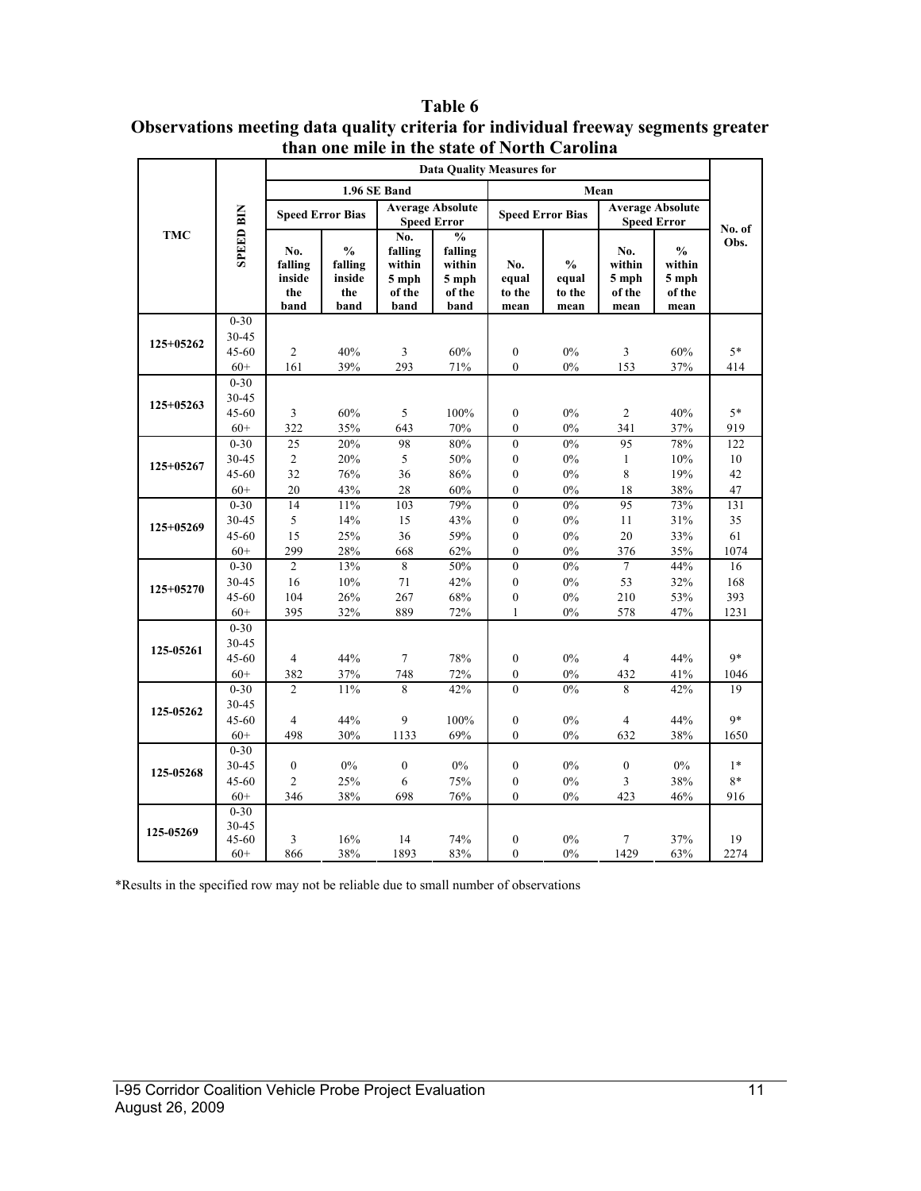# Table 6

## Observations meeting data quality criteria for individual freeway segments greater than one mile in the state of North Carolina

| TMC | SPEED BIN | Data Quality Measures for | | | | | | | | No. of Obs. |
|---|---|---|---|---|---|---|---|---|---|---|
| | | 1.96 SE Band | | | | Mean | | | | |
| | | Speed Error Bias | | Average Absolute Speed Error | | Speed Error Bias | | Average Absolute Speed Error | | |
| | | No. falling inside the band | % falling inside the band | No. falling within 5 mph of the band | % falling within 5 mph of the band | No. equal to the mean | % equal to the mean | No. within 5 mph of the mean | % within 5 mph of the mean | |
| 125+05262 | 0-30 | | | | | | | | | |
| | 30-45 | | | | | | | | | |
| | 45-60 | 2 | 40% | 3 | 60% | 0 | 0% | 3 | 60% | 5* |
| | 60+ | 161 | 39% | 293 | 71% | 0 | 0% | 153 | 37% | 414 |
| 125+05263 | 0-30 | | | | | | | | | |
| | 30-45 | | | | | | | | | |
| | 45-60 | 3 | 60% | 5 | 100% | 0 | 0% | 2 | 40% | 5* |
| | 60+ | 322 | 35% | 643 | 70% | 0 | 0% | 341 | 37% | 919 |
| 125+05267 | 0-30 | 25 | 20% | 98 | 80% | 0 | 0% | 95 | 78% | 122 |
| | 30-45 | 2 | 20% | 5 | 50% | 0 | 0% | 1 | 10% | 10 |
| | 45-60 | 32 | 76% | 36 | 86% | 0 | 0% | 8 | 19% | 42 |
| | 60+ | 20 | 43% | 28 | 60% | 0 | 0% | 18 | 38% | 47 |
| 125+05269 | 0-30 | 14 | 11% | 103 | 79% | 0 | 0% | 95 | 73% | 131 |
| | 30-45 | 5 | 14% | 15 | 43% | 0 | 0% | 11 | 31% | 35 |
| | 45-60 | 15 | 25% | 36 | 59% | 0 | 0% | 20 | 33% | 61 |
| | 60+ | 299 | 28% | 668 | 62% | 0 | 0% | 376 | 35% | 1074 |
| 125+05270 | 0-30 | 2 | 13% | 8 | 50% | 0 | 0% | 7 | 44% | 16 |
| | 30-45 | 16 | 10% | 71 | 42% | 0 | 0% | 53 | 32% | 168 |
| | 45-60 | 104 | 26% | 267 | 68% | 0 | 0% | 210 | 53% | 393 |
| | 60+ | 395 | 32% | 889 | 72% | 1 | 0% | 578 | 47% | 1231 |
| 125-05261 | 0-30 | | | | | | | | | |
| | 30-45 | | | | | | | | | |
| | 45-60 | 4 | 44% | 7 | 78% | 0 | 0% | 4 | 44% | 9* |
| | 60+ | 382 | 37% | 748 | 72% | 0 | 0% | 432 | 41% | 1046 |
| 125-05262 | 0-30 | 2 | 11% | 8 | 42% | 0 | 0% | 8 | 42% | 19 |
| | 30-45 | | | | | | | | | |
| | 45-60 | 4 | 44% | 9 | 100% | 0 | 0% | 4 | 44% | 9* |
| | 60+ | 498 | 30% | 1133 | 69% | 0 | 0% | 632 | 38% | 1650 |
| 125-05268 | 0-30 | | | | | | | | | |
| | 30-45 | 0 | 0% | 0 | 0% | 0 | 0% | 0 | 0% | 1* |
| | 45-60 | 2 | 25% | 6 | 75% | 0 | 0% | 3 | 38% | 8* |
| | 60+ | 346 | 38% | 698 | 76% | 0 | 0% | 423 | 46% | 916 |
| 125-05269 | 0-30 | | | | | | | | | |
| | 30-45 | | | | | | | | | |
| | 45-60 | 3 | 16% | 14 | 74% | 0 | 0% | 7 | 37% | 19 |
| | 60+ | 866 | 38% | 1893 | 83% | 0 | 0% | 1429 | 63% | 2274 |

*Results in the specified row may not be reliable due to small number of observations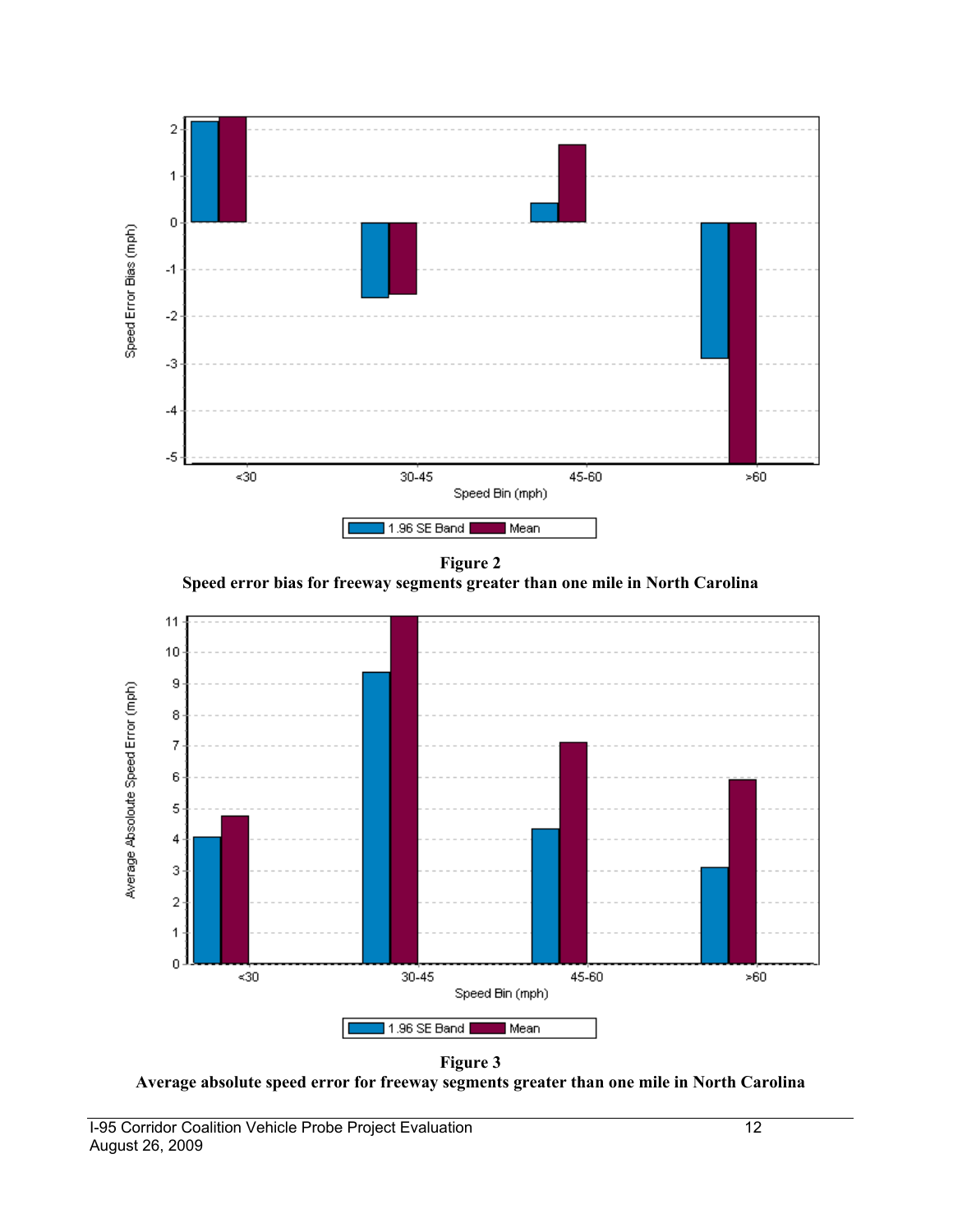Speed Error Bias (mph)

2
1
0
-1
-2
-3
-4
-5

<30
30-45
45-60
>60

Speed Bin (mph)

1.96 SE Band
Mean

**Figure 2**
**Speed error bias for freeway segments greater than one mile in North Carolina**

Average Absoloute Speed Error (mph)

11
10
9
8
7
6
5
4
3
2
1
0

<30
30-45
45-60
>60

Speed Bin (mph)

1.96 SE Band
Mean

**Figure 3**
**Average absolute speed error for freeway segments greater than one mile in North Carolina**